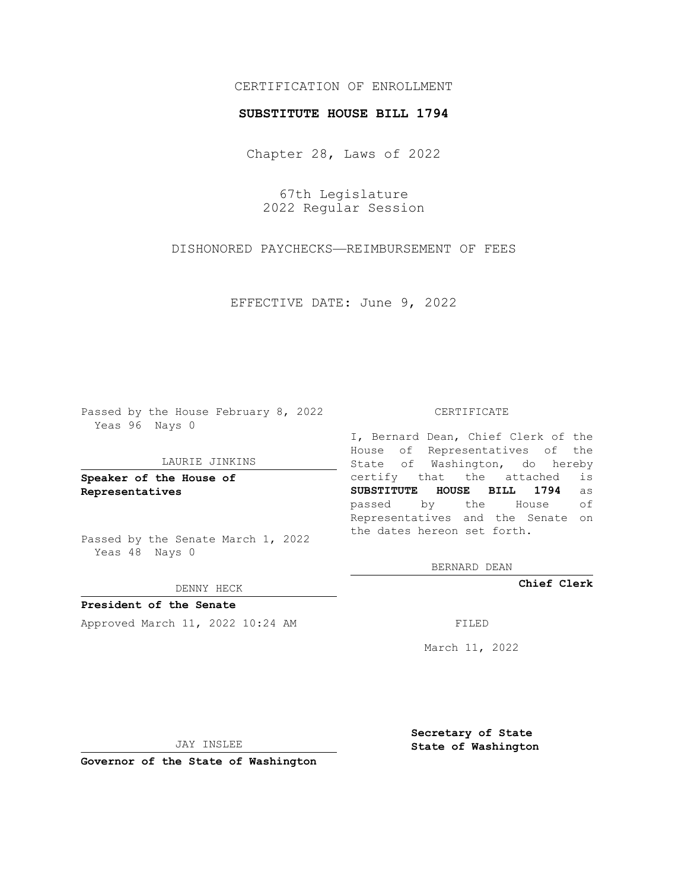CERTIFICATION OF ENROLLMENT

**SUBSTITUTE HOUSE BILL 1794**

Chapter 28, Laws of 2022

67th Legislature
2022 Regular Session

DISHONORED PAYCHECKS—REIMBURSEMENT OF FEES

EFFECTIVE DATE: June 9, 2022

Passed by the House February 8, 2022
Yeas 96 Nays 0

LAURIE JINKINS

**Speaker of the House of Representatives**

Passed by the Senate March 1, 2022
Yeas 48 Nays 0

DENNY HECK

**President of the Senate**

Approved March 11, 2022 10:24 AM

JAY INSLEE

**Governor of the State of Washington**

CERTIFICATE

I, Bernard Dean, Chief Clerk of the House of Representatives of the State of Washington, do hereby certify that the attached is **SUBSTITUTE HOUSE BILL 1794** as passed by the House of Representatives and the Senate on the dates hereon set forth.

BERNARD DEAN

**Chief Clerk**

FILED

March 11, 2022

**Secretary of State**
**State of Washington**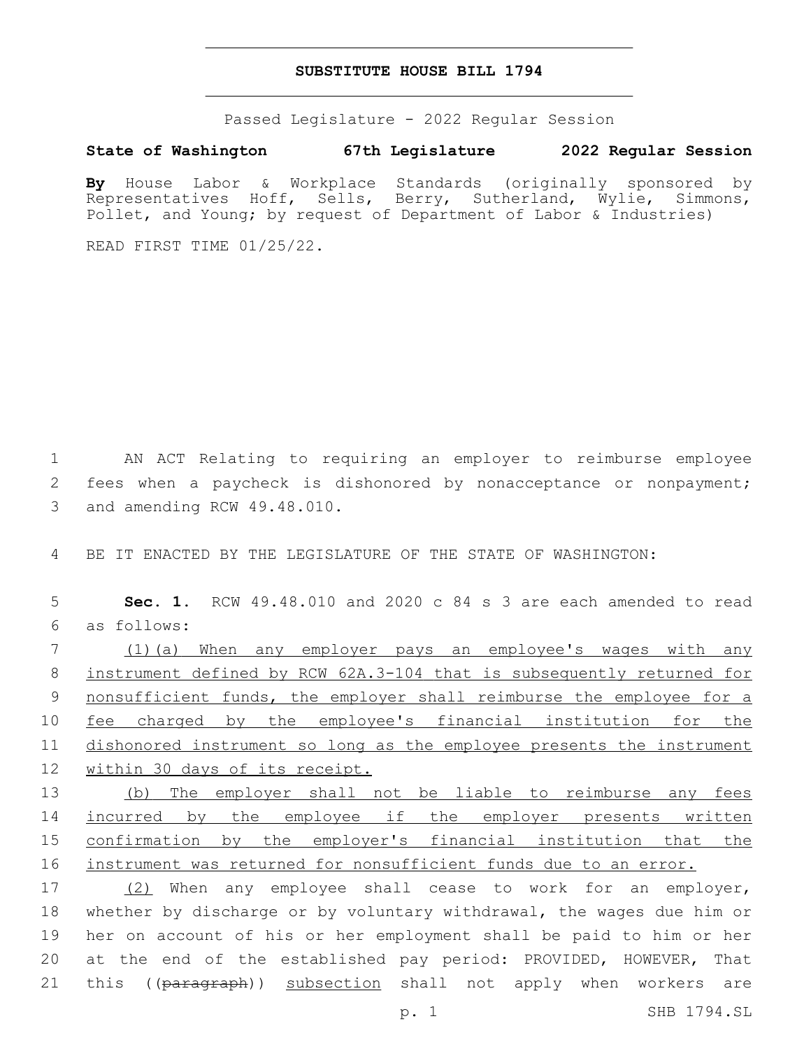# SUBSTITUTE HOUSE BILL 1794

Passed Legislature - 2022 Regular Session

**State of Washington 67th Legislature 2022 Regular Session**

**By** House Labor & Workplace Standards (originally sponsored by Representatives Hoff, Sells, Berry, Sutherland, Wylie, Simmons, Pollet, and Young; by request of Department of Labor & Industries)

READ FIRST TIME 01/25/22.

1 AN ACT Relating to requiring an employer to reimburse employee 2 fees when a paycheck is dishonored by nonacceptance or nonpayment; 3 and amending RCW 49.48.010.

4 BE IT ENACTED BY THE LEGISLATURE OF THE STATE OF WASHINGTON:

5 **Sec. 1.** RCW 49.48.010 and 2020 c 84 s 3 are each amended to read 6 as follows:

7 <u>(1)(a) When any employer pays an employee's wages with any</u> 8 <u>instrument defined by RCW 62A.3-104 that is subsequently returned for</u> 9 <u>nonsufficient funds, the employer shall reimburse the employee for a</u> 10 <u>fee charged by the employee's financial institution for the</u> 11 <u>dishonored instrument so long as the employee presents the instrument</u> 12 <u>within 30 days of its receipt.</u>

13 <u>(b) The employer shall not be liable to reimburse any fees</u> 14 <u>incurred by the employee if the employer presents written</u> 15 <u>confirmation by the employer's financial institution that the</u> 16 <u>instrument was returned for nonsufficient funds due to an error.</u>

17 <u>(2)</u> When any employee shall cease to work for an employer, 18 whether by discharge or by voluntary withdrawal, the wages due him or 19 her on account of his or her employment shall be paid to him or her 20 at the end of the established pay period: PROVIDED, HOWEVER, That 21 this ((~~paragraph~~)) <u>subsection</u> shall not apply when workers are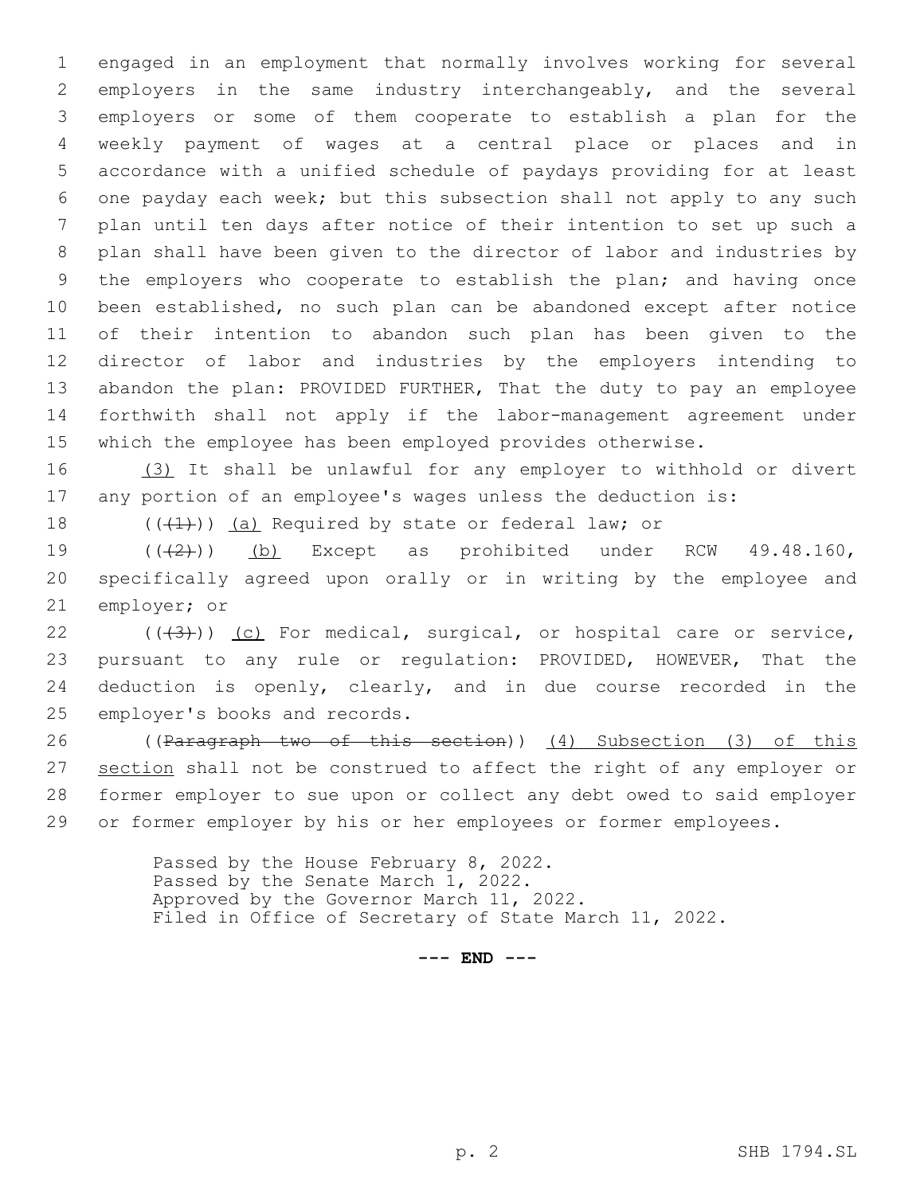engaged in an employment that normally involves working for several employers in the same industry interchangeably, and the several employers or some of them cooperate to establish a plan for the weekly payment of wages at a central place or places and in accordance with a unified schedule of paydays providing for at least one payday each week; but this subsection shall not apply to any such plan until ten days after notice of their intention to set up such a plan shall have been given to the director of labor and industries by the employers who cooperate to establish the plan; and having once been established, no such plan can be abandoned except after notice of their intention to abandon such plan has been given to the director of labor and industries by the employers intending to abandon the plan: PROVIDED FURTHER, That the duty to pay an employee forthwith shall not apply if the labor-management agreement under which the employee has been employed provides otherwise.

(3) It shall be unlawful for any employer to withhold or divert any portion of an employee's wages unless the deduction is:

((~~(1)~~)) (a) Required by state or federal law; or

((~~(2)~~)) (b) Except as prohibited under RCW 49.48.160, specifically agreed upon orally or in writing by the employee and employer; or

((~~(3)~~)) (c) For medical, surgical, or hospital care or service, pursuant to any rule or regulation: PROVIDED, HOWEVER, That the deduction is openly, clearly, and in due course recorded in the employer's books and records.

((~~Paragraph two of this section~~)) (4) Subsection (3) of this section shall not be construed to affect the right of any employer or former employer to sue upon or collect any debt owed to said employer or former employer by his or her employees or former employees.

Passed by the House February 8, 2022.
Passed by the Senate March 1, 2022.
Approved by the Governor March 11, 2022.
Filed in Office of Secretary of State March 11, 2022.

**--- END ---**